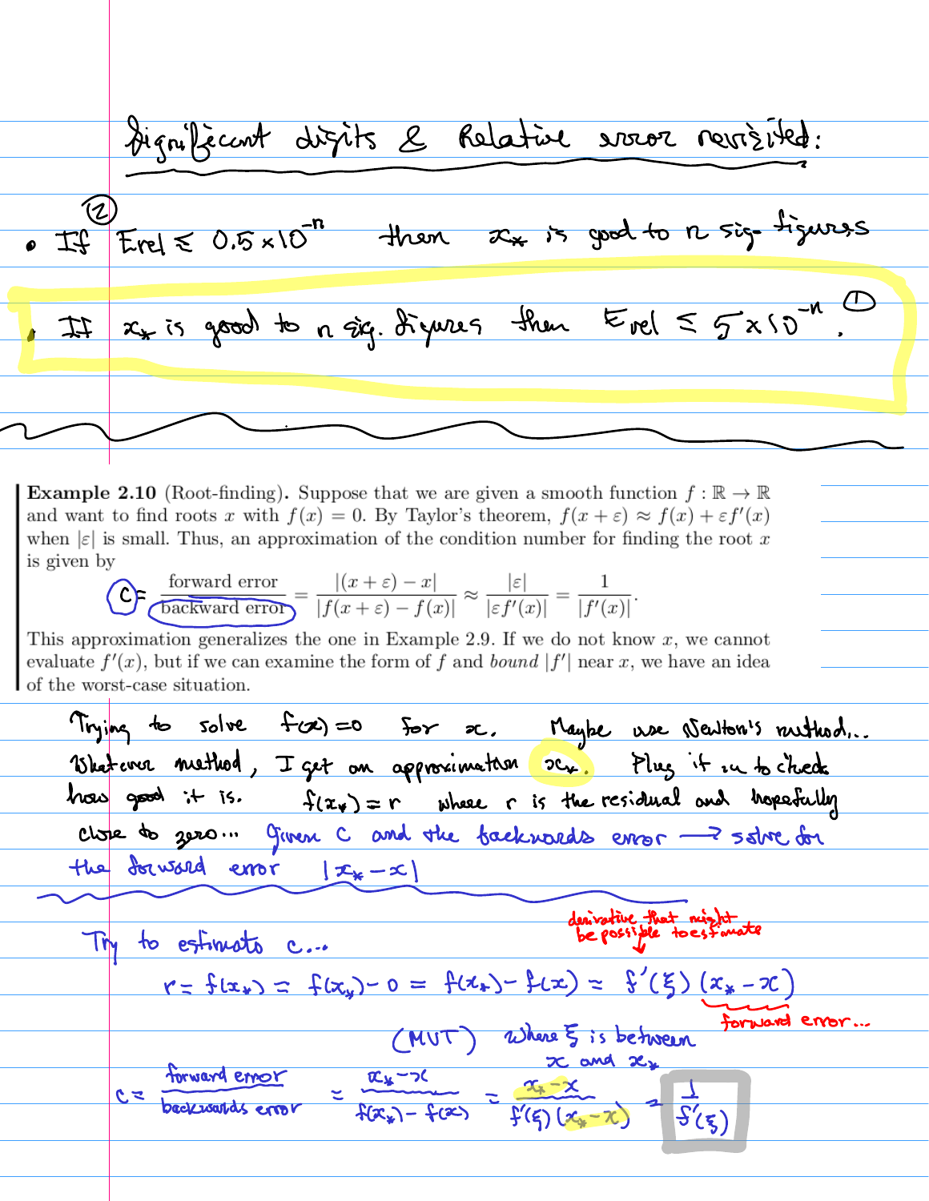# Significant digits & Relative error revisited:

- (2) If $E_{rel} \leq 0.5 \times 10^{-n}$ then $x_*$ is good to $n$ sig. figures
- If $x_*$ is good to $n$ sig. figures then $E_{rel} \leq 5 \times 10^{-n}$. (1)

---

**Example 2.10** (Root-finding). Suppose that we are given a smooth function $f : \mathbb{R} \to \mathbb{R}$ and want to find roots $x$ with $f(x) = 0$. By Taylor's theorem, $f(x + \varepsilon) \approx f(x) + \varepsilon f'(x)$ when $|\varepsilon|$ is small. Thus, an approximation of the condition number for finding the root $x$ is given by

$$C = \frac{\text{forward error}}{\text{backward error}} = \frac{|(x + \varepsilon) - x|}{|f(x + \varepsilon) - f(x)|} \approx \frac{|\varepsilon|}{|\varepsilon f'(x)|} = \frac{1}{|f'(x)|}.$$

This approximation generalizes the one in Example 2.9. If we do not know $x$, we cannot evaluate $f'(x)$, but if we can examine the form of $f$ and *bound* $|f'|$ near $x$, we have an idea of the worst-case situation.

Trying to solve $f(x) = 0$ for $x$. Maybe use Newton's method... Whatever method, I get an approximation $x_*$. Plug it in to check how good it is. $f(x_*) = r$ where $r$ is the residual and hopefully close to zero... Given $C$ and the backwards error $\longrightarrow$ solve for the forward error $|x_* - x|$

---

Try to estimate $c$...

$$r = f(x_*) = f(x_*) - 0 = f(x_*) - f(x) \approx f'(\xi)(x_* - x)$$

(MVT) where $\xi$ is between $x$ and $x_*$

($f'(\xi)$: derivative that might be possible to estimate; $(x_* - x)$: forward error...)

$$c = \frac{\text{forward error}}{\text{backwards error}} \approx \frac{x_* - x}{f(x_*) - f(x)} = \frac{x_* - x}{f'(\xi)(x_* - x)} = \frac{1}{f'(\xi)}$$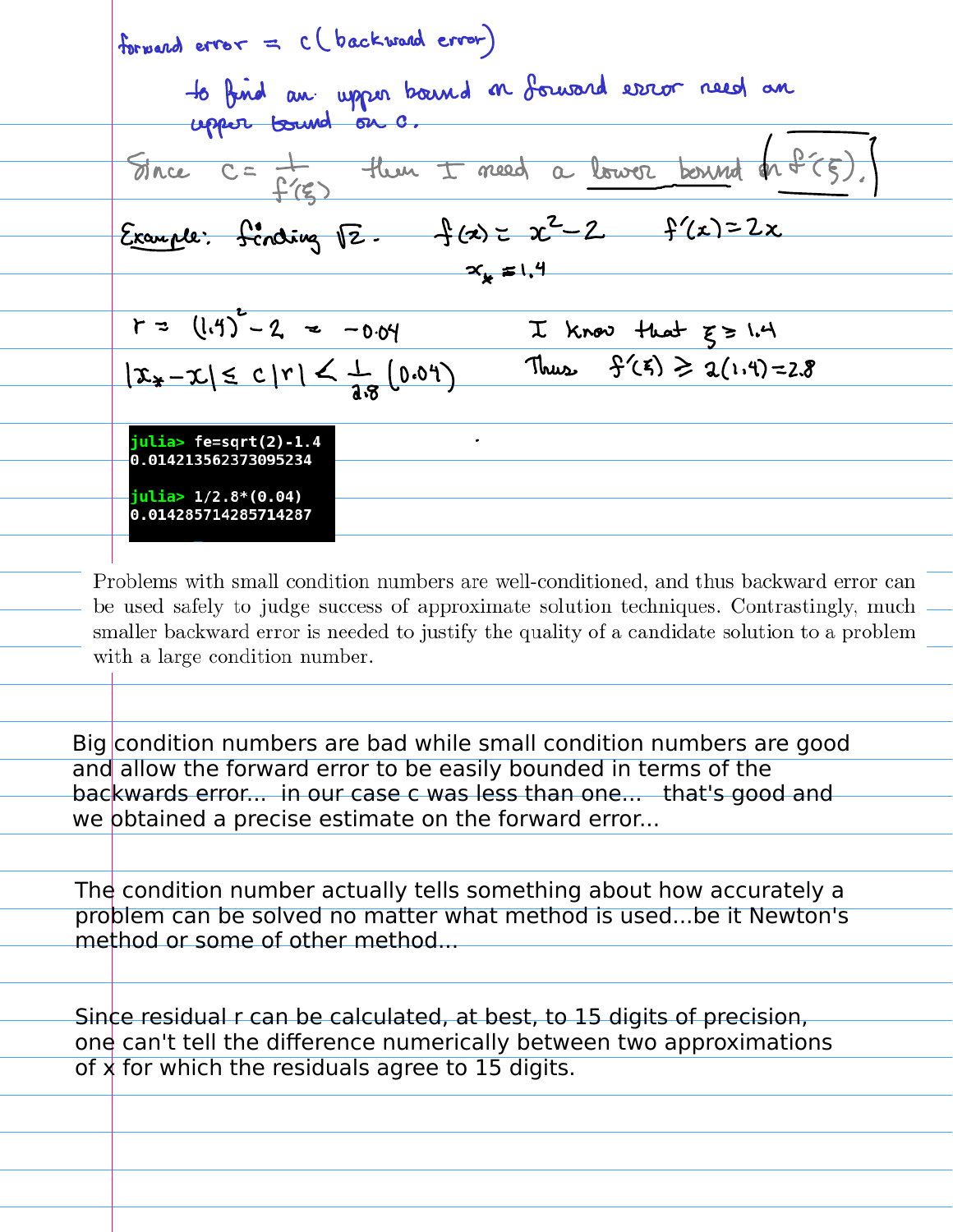forward error $= c$(backward error)

to find an upper bound on forward error need an upper bound on $c$.

Since $c = \frac{1}{f'(\xi)}$ then I need a lower bound on $f'(\xi)$.

**Example:** finding $\sqrt{2}$. $\quad f(x) = x^2 - 2 \quad f'(x) = 2x$

$x_* = 1.4$

$r = (1.4)^2 - 2 = -0.04 \qquad$ I know that $\xi \geq 1.4$

$|x_* - x| \leq c|r| < \frac{1}{2.8}(0.04) \qquad$ Thus $f'(\xi) \geq 2(1.4) = 2.8$

```
julia> fe=sqrt(2)-1.4
0.014213562373095234

julia> 1/2.8*(0.04)
0.014285714285714287
```

Problems with small condition numbers are well-conditioned, and thus backward error can be used safely to judge success of approximate solution techniques. Contrastingly, much smaller backward error is needed to justify the quality of a candidate solution to a problem with a large condition number.

Big condition numbers are bad while small condition numbers are good and allow the forward error to be easily bounded in terms of the backwards error... in our case c was less than one... that's good and we obtained a precise estimate on the forward error...

The condition number actually tells something about how accurately a problem can be solved no matter what method is used...be it Newton's method or some of other method...

Since residual r can be calculated, at best, to 15 digits of precision, one can't tell the difference numerically between two approximations of x for which the residuals agree to 15 digits.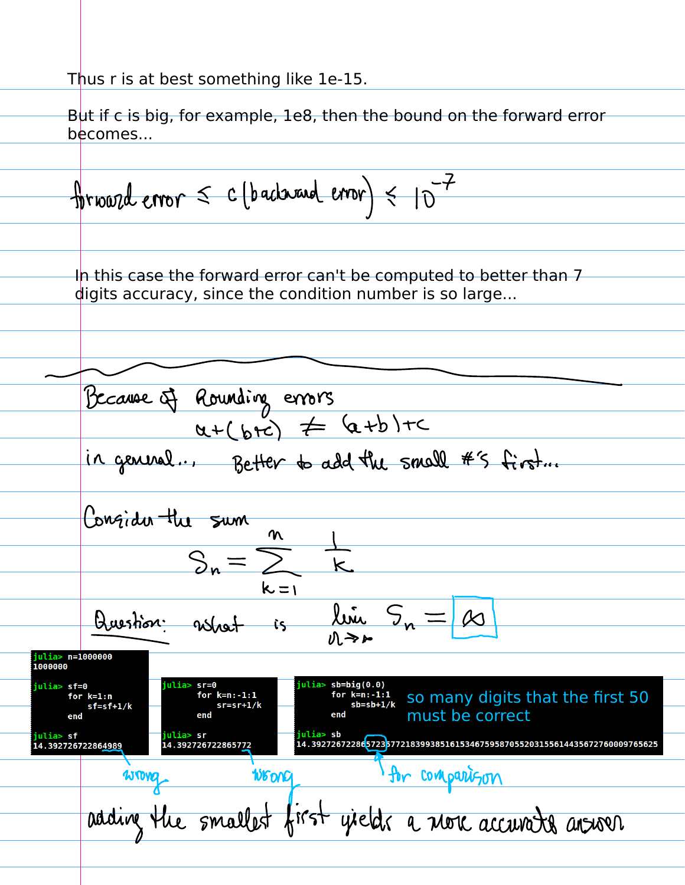Thus r is at best something like 1e-15.

But if c is big, for example, 1e8, then the bound on the forward error becomes...

$$\text{forward error} \leq c\,(\text{backward error}) \leq 10^{-7}$$

In this case the forward error can't be computed to better than 7 digits accuracy, since the condition number is so large...

---

Because of Rounding errors

$$a+(b+c) \neq (a+b)+c$$

in general..., Better to add the small #'s first...

Consider the sum

$$S_n = \sum_{k=1}^{n} \frac{1}{k}$$

Question: what is $\lim_{n \to \infty} S_n = \boxed{\infty}$

```
julia> n=1000000
1000000

julia> sf=0
       for k=1:n
           sf=sf+1/k
       end

julia> sf
14.392726722864989
```

wrong

```
julia> sr=0
       for k=n:-1:1
           sr=sr+1/k
       end

julia> sr
14.392726722865772
```

wrong

```
julia> sb=big(0.0)
       for k=n:-1:1
           sb=sb+1/k
       end

julia> sb
14.392726722865723577218399385161534675958705520315561443567276000976 5625
```

so many digits that the first 50 must be correct

for comparison

adding the smallest first yields a more accurate answer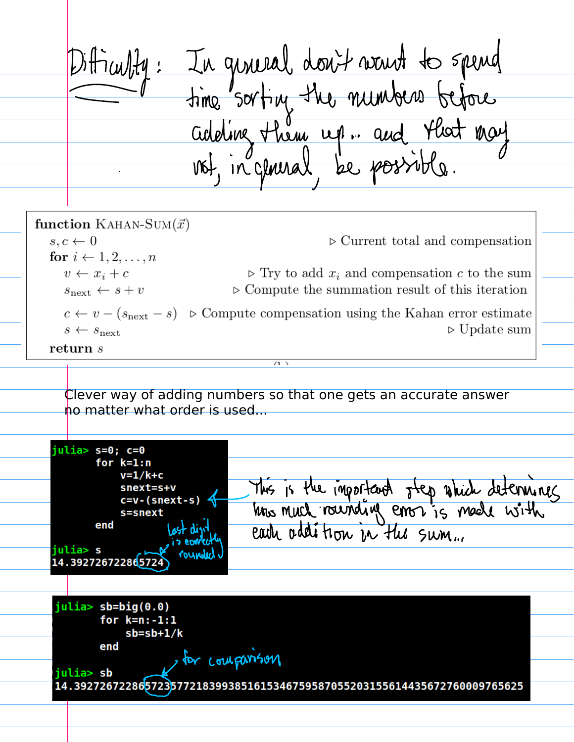**Difficulty:** In general don't want to spend time sorting the numbers before adding them up... and that may not, in general, be possible.

**function** KAHAN-SUM($\vec{x}$)

$s, c \leftarrow 0$ ▷ Current total and compensation

**for** $i \leftarrow 1, 2, \ldots, n$

$v \leftarrow x_i + c$ ▷ Try to add $x_i$ and compensation $c$ to the sum

$s_{\text{next}} \leftarrow s + v$ ▷ Compute the summation result of this iteration

$c \leftarrow v - (s_{\text{next}} - s)$ ▷ Compute compensation using the Kahan error estimate

$s \leftarrow s_{\text{next}}$ ▷ Update sum

**return** $s$

Clever way of adding numbers so that one gets an accurate answer no matter what order is used...

```
julia> s=0; c=0
       for k=1:n
           v=1/k+c
           snext=s+v
           c=v-(snext-s)
           s=snext
       end

julia> s
14.392726722865724
```

This is the important step which determines how much rounding error is made with each addition in the sum... (annotation on `c=v-(snext-s)`)

last digit is correctly rounded (annotation on the final digits `5724`)

```
julia> sb=big(0.0)
       for k=n:-1:1
           sb=sb+1/k
       end

julia> sb
14.39272672286572357721839938516153467595870552031556144356727600097656255
```

for comparison (annotation on the digits `5723` of `sb`)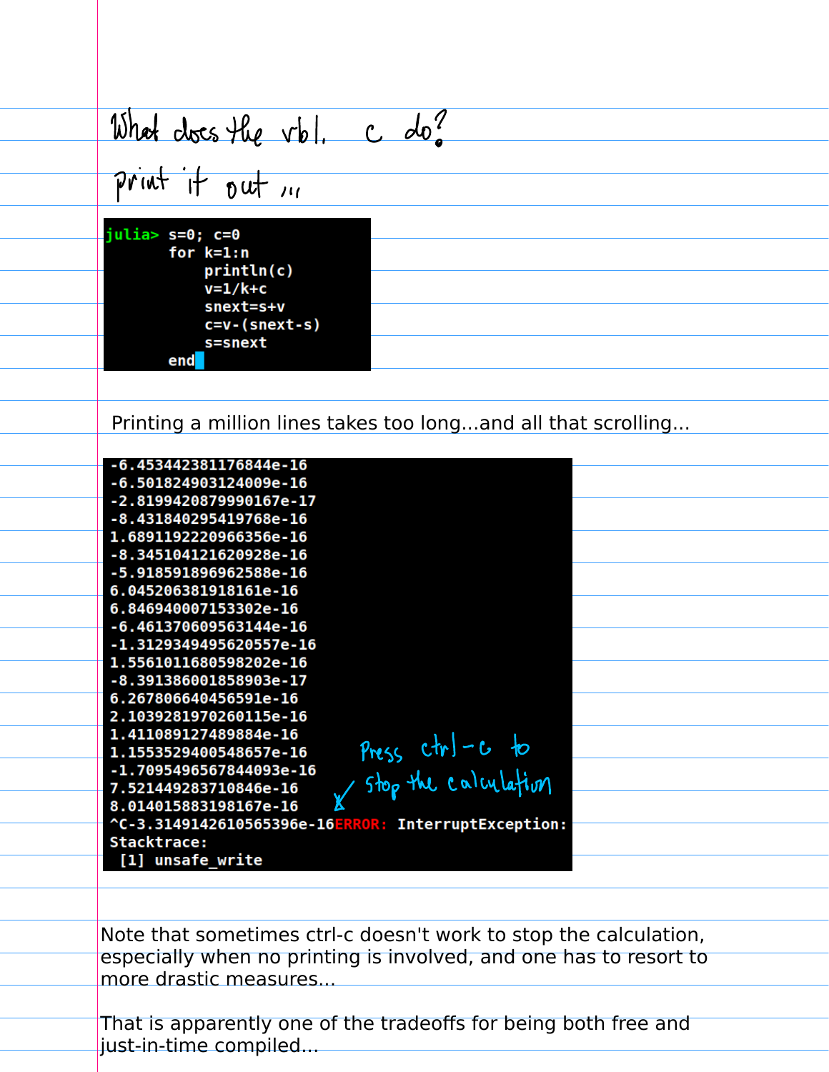What does the vbl. c do?

print it out ...

```
julia> s=0; c=0
       for k=1:n
           println(c)
           v=1/k+c
           snext=s+v
           c=v-(snext-s)
           s=snext
       end
```

Printing a million lines takes too long...and all that scrolling...

```
-6.453442381176844e-16
-6.501824903124009e-16
-2.8199420879990167e-17
-8.431840295419768e-16
1.6891192220966356e-16
-8.345104121620928e-16
-5.918591896962588e-16
6.045206381918161e-16
6.846940007153302e-16
-6.461370609563144e-16
-1.3129349495620557e-16
1.5561011680598202e-16
-8.391386001858903e-17
6.267806640456591e-16
2.1039281970260115e-16
1.411089127489884e-16
1.1553529400548657e-16
-1.7095496567844093e-16
7.521449283710846e-16
8.014015883198167e-16
^C-3.3149142610565396e-16ERROR: InterruptException:
Stacktrace:
 [1] unsafe_write
```

Press ctrl-c to stop the calculation

Note that sometimes ctrl-c doesn't work to stop the calculation, especially when no printing is involved, and one has to resort to more drastic measures...

That is apparently one of the tradeoffs for being both free and just-in-time compiled...